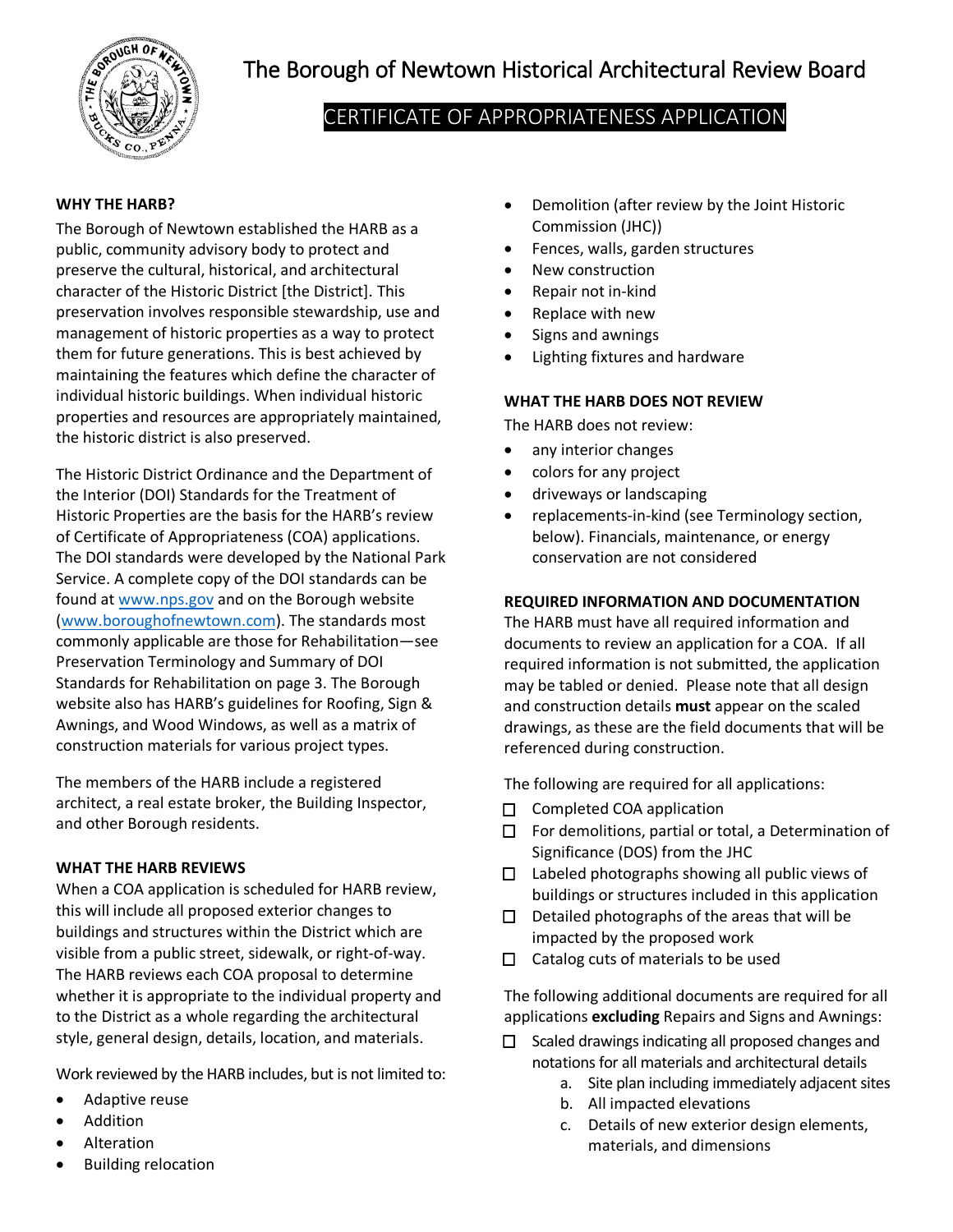# The Borough of Newtown Historical Architectural Review Board

## CERTIFICATE OF APPROPRIATENESS APPLICATION

### WHY THE HARB?

The Borough of Newtown established the HARB as a public, community advisory body to protect and preserve the cultural, historical, and architectural character of the Historic District [the District]. This preservation involves responsible stewardship, use and management of historic properties as a way to protect them for future generations. This is best achieved by maintaining the features which define the character of individual historic buildings. When individual historic properties and resources are appropriately maintained, the historic district is also preserved.

The Historic District Ordinance and the Department of the Interior (DOI) Standards for the Treatment of Historic Properties are the basis for the HARB's review of Certificate of Appropriateness (COA) applications. The DOI standards were developed by the National Park Service. A complete copy of the DOI standards can be found at www.nps.gov and on the Borough website (www.boroughofnewtown.com). The standards most commonly applicable are those for Rehabilitation—see Preservation Terminology and Summary of DOI Standards for Rehabilitation on page 3. The Borough website also has HARB's guidelines for Roofing, Sign & Awnings, and Wood Windows, as well as a matrix of construction materials for various project types.

The members of the HARB include a registered architect, a real estate broker, the Building Inspector, and other Borough residents.

### WHAT THE HARB REVIEWS

When a COA application is scheduled for HARB review, this will include all proposed exterior changes to buildings and structures within the District which are visible from a public street, sidewalk, or right-of-way. The HARB reviews each COA proposal to determine whether it is appropriate to the individual property and to the District as a whole regarding the architectural style, general design, details, location, and materials.

Work reviewed by the HARB includes, but is not limited to:

- Adaptive reuse
- Addition
- Alteration
- Building relocation
- Demolition (after review by the Joint Historic Commission (JHC))
- Fences, walls, garden structures
- New construction
- Repair not in-kind
- Replace with new
- Signs and awnings
- Lighting fixtures and hardware

### WHAT THE HARB DOES NOT REVIEW

The HARB does not review:

- any interior changes
- colors for any project
- driveways or landscaping
- replacements-in-kind (see Terminology section, below). Financials, maintenance, or energy conservation are not considered

### REQUIRED INFORMATION AND DOCUMENTATION

The HARB must have all required information and documents to review an application for a COA. If all required information is not submitted, the application may be tabled or denied. Please note that all design and construction details **must** appear on the scaled drawings, as these are the field documents that will be referenced during construction.

The following are required for all applications:

- ☐ Completed COA application
- ☐ For demolitions, partial or total, a Determination of Significance (DOS) from the JHC
- ☐ Labeled photographs showing all public views of buildings or structures included in this application
- ☐ Detailed photographs of the areas that will be impacted by the proposed work
- ☐ Catalog cuts of materials to be used

The following additional documents are required for all applications **excluding** Repairs and Signs and Awnings:

- ☐ Scaled drawings indicating all proposed changes and notations for all materials and architectural details
  a. Site plan including immediately adjacent sites
  b. All impacted elevations
  c. Details of new exterior design elements, materials, and dimensions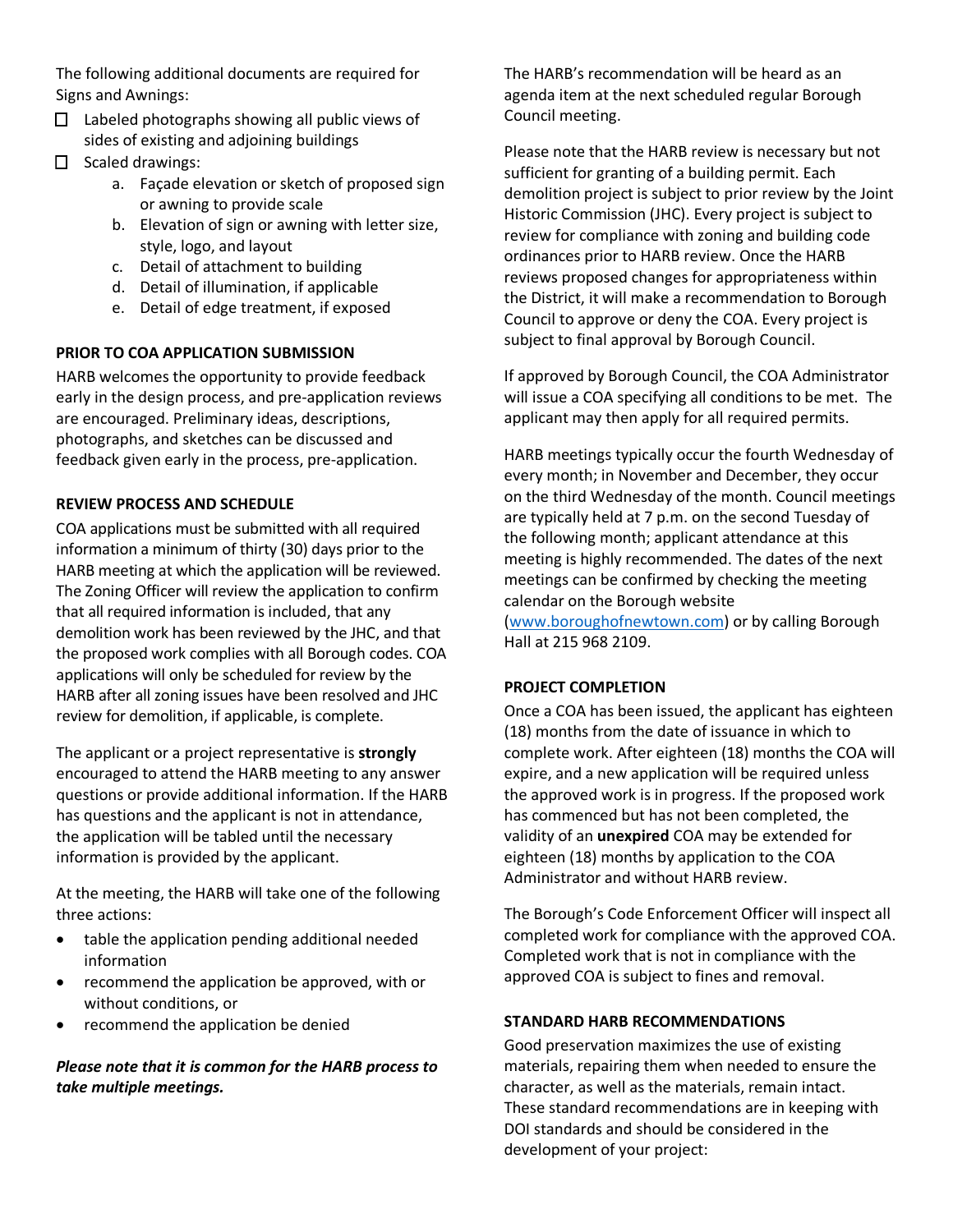The following additional documents are required for Signs and Awnings:

- ☐ Labeled photographs showing all public views of sides of existing and adjoining buildings
- ☐ Scaled drawings:
    a. Façade elevation or sketch of proposed sign or awning to provide scale
    b. Elevation of sign or awning with letter size, style, logo, and layout
    c. Detail of attachment to building
    d. Detail of illumination, if applicable
    e. Detail of edge treatment, if exposed

**PRIOR TO COA APPLICATION SUBMISSION**

HARB welcomes the opportunity to provide feedback early in the design process, and pre-application reviews are encouraged. Preliminary ideas, descriptions, photographs, and sketches can be discussed and feedback given early in the process, pre-application.

**REVIEW PROCESS AND SCHEDULE**

COA applications must be submitted with all required information a minimum of thirty (30) days prior to the HARB meeting at which the application will be reviewed. The Zoning Officer will review the application to confirm that all required information is included, that any demolition work has been reviewed by the JHC, and that the proposed work complies with all Borough codes. COA applications will only be scheduled for review by the HARB after all zoning issues have been resolved and JHC review for demolition, if applicable, is complete.

The applicant or a project representative is **strongly** encouraged to attend the HARB meeting to any answer questions or provide additional information. If the HARB has questions and the applicant is not in attendance, the application will be tabled until the necessary information is provided by the applicant.

At the meeting, the HARB will take one of the following three actions:

- table the application pending additional needed information
- recommend the application be approved, with or without conditions, or
- recommend the application be denied

***Please note that it is common for the HARB process to take multiple meetings.***

The HARB's recommendation will be heard as an agenda item at the next scheduled regular Borough Council meeting.

Please note that the HARB review is necessary but not sufficient for granting of a building permit. Each demolition project is subject to prior review by the Joint Historic Commission (JHC). Every project is subject to review for compliance with zoning and building code ordinances prior to HARB review. Once the HARB reviews proposed changes for appropriateness within the District, it will make a recommendation to Borough Council to approve or deny the COA. Every project is subject to final approval by Borough Council.

If approved by Borough Council, the COA Administrator will issue a COA specifying all conditions to be met. The applicant may then apply for all required permits.

HARB meetings typically occur the fourth Wednesday of every month; in November and December, they occur on the third Wednesday of the month. Council meetings are typically held at 7 p.m. on the second Tuesday of the following month; applicant attendance at this meeting is highly recommended. The dates of the next meetings can be confirmed by checking the meeting calendar on the Borough website (www.boroughofnewtown.com) or by calling Borough Hall at 215 968 2109.

**PROJECT COMPLETION**

Once a COA has been issued, the applicant has eighteen (18) months from the date of issuance in which to complete work. After eighteen (18) months the COA will expire, and a new application will be required unless the approved work is in progress. If the proposed work has commenced but has not been completed, the validity of an **unexpired** COA may be extended for eighteen (18) months by application to the COA Administrator and without HARB review.

The Borough's Code Enforcement Officer will inspect all completed work for compliance with the approved COA. Completed work that is not in compliance with the approved COA is subject to fines and removal.

**STANDARD HARB RECOMMENDATIONS**

Good preservation maximizes the use of existing materials, repairing them when needed to ensure the character, as well as the materials, remain intact. These standard recommendations are in keeping with DOI standards and should be considered in the development of your project: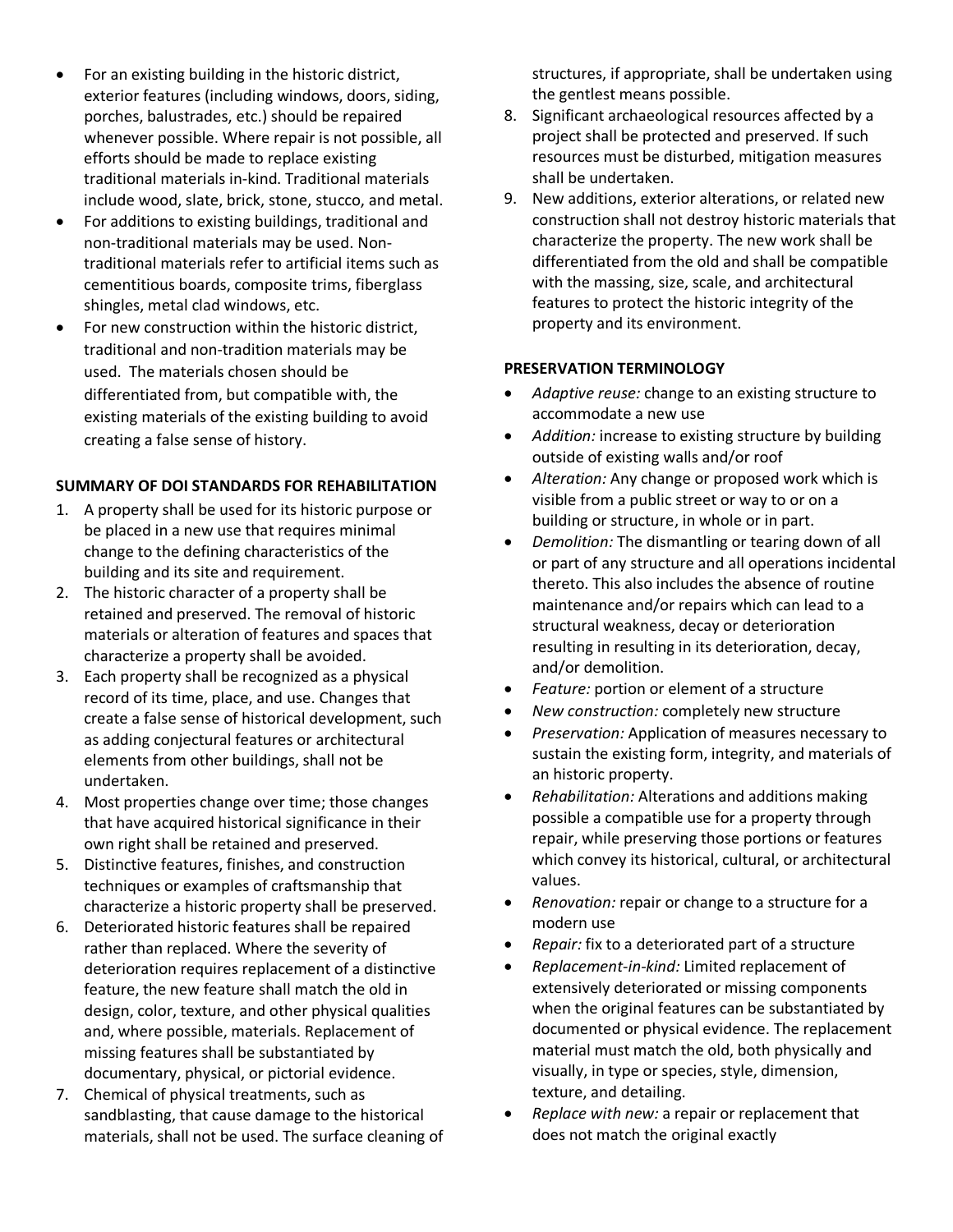- For an existing building in the historic district, exterior features (including windows, doors, siding, porches, balustrades, etc.) should be repaired whenever possible. Where repair is not possible, all efforts should be made to replace existing traditional materials in-kind. Traditional materials include wood, slate, brick, stone, stucco, and metal.
- For additions to existing buildings, traditional and non-traditional materials may be used. Non-traditional materials refer to artificial items such as cementitious boards, composite trims, fiberglass shingles, metal clad windows, etc.
- For new construction within the historic district, traditional and non-tradition materials may be used. The materials chosen should be differentiated from, but compatible with, the existing materials of the existing building to avoid creating a false sense of history.

**SUMMARY OF DOI STANDARDS FOR REHABILITATION**

1. A property shall be used for its historic purpose or be placed in a new use that requires minimal change to the defining characteristics of the building and its site and requirement.
2. The historic character of a property shall be retained and preserved. The removal of historic materials or alteration of features and spaces that characterize a property shall be avoided.
3. Each property shall be recognized as a physical record of its time, place, and use. Changes that create a false sense of historical development, such as adding conjectural features or architectural elements from other buildings, shall not be undertaken.
4. Most properties change over time; those changes that have acquired historical significance in their own right shall be retained and preserved.
5. Distinctive features, finishes, and construction techniques or examples of craftsmanship that characterize a historic property shall be preserved.
6. Deteriorated historic features shall be repaired rather than replaced. Where the severity of deterioration requires replacement of a distinctive feature, the new feature shall match the old in design, color, texture, and other physical qualities and, where possible, materials. Replacement of missing features shall be substantiated by documentary, physical, or pictorial evidence.
7. Chemical of physical treatments, such as sandblasting, that cause damage to the historical materials, shall not be used. The surface cleaning of structures, if appropriate, shall be undertaken using the gentlest means possible.
8. Significant archaeological resources affected by a project shall be protected and preserved. If such resources must be disturbed, mitigation measures shall be undertaken.
9. New additions, exterior alterations, or related new construction shall not destroy historic materials that characterize the property. The new work shall be differentiated from the old and shall be compatible with the massing, size, scale, and architectural features to protect the historic integrity of the property and its environment.

**PRESERVATION TERMINOLOGY**

- *Adaptive reuse:* change to an existing structure to accommodate a new use
- *Addition:* increase to existing structure by building outside of existing walls and/or roof
- *Alteration:* Any change or proposed work which is visible from a public street or way to or on a building or structure, in whole or in part.
- *Demolition:* The dismantling or tearing down of all or part of any structure and all operations incidental thereto. This also includes the absence of routine maintenance and/or repairs which can lead to a structural weakness, decay or deterioration resulting in resulting in its deterioration, decay, and/or demolition.
- *Feature:* portion or element of a structure
- *New construction:* completely new structure
- *Preservation:* Application of measures necessary to sustain the existing form, integrity, and materials of an historic property.
- *Rehabilitation:* Alterations and additions making possible a compatible use for a property through repair, while preserving those portions or features which convey its historical, cultural, or architectural values.
- *Renovation:* repair or change to a structure for a modern use
- *Repair:* fix to a deteriorated part of a structure
- *Replacement-in-kind:* Limited replacement of extensively deteriorated or missing components when the original features can be substantiated by documented or physical evidence. The replacement material must match the old, both physically and visually, in type or species, style, dimension, texture, and detailing.
- *Replace with new:* a repair or replacement that does not match the original exactly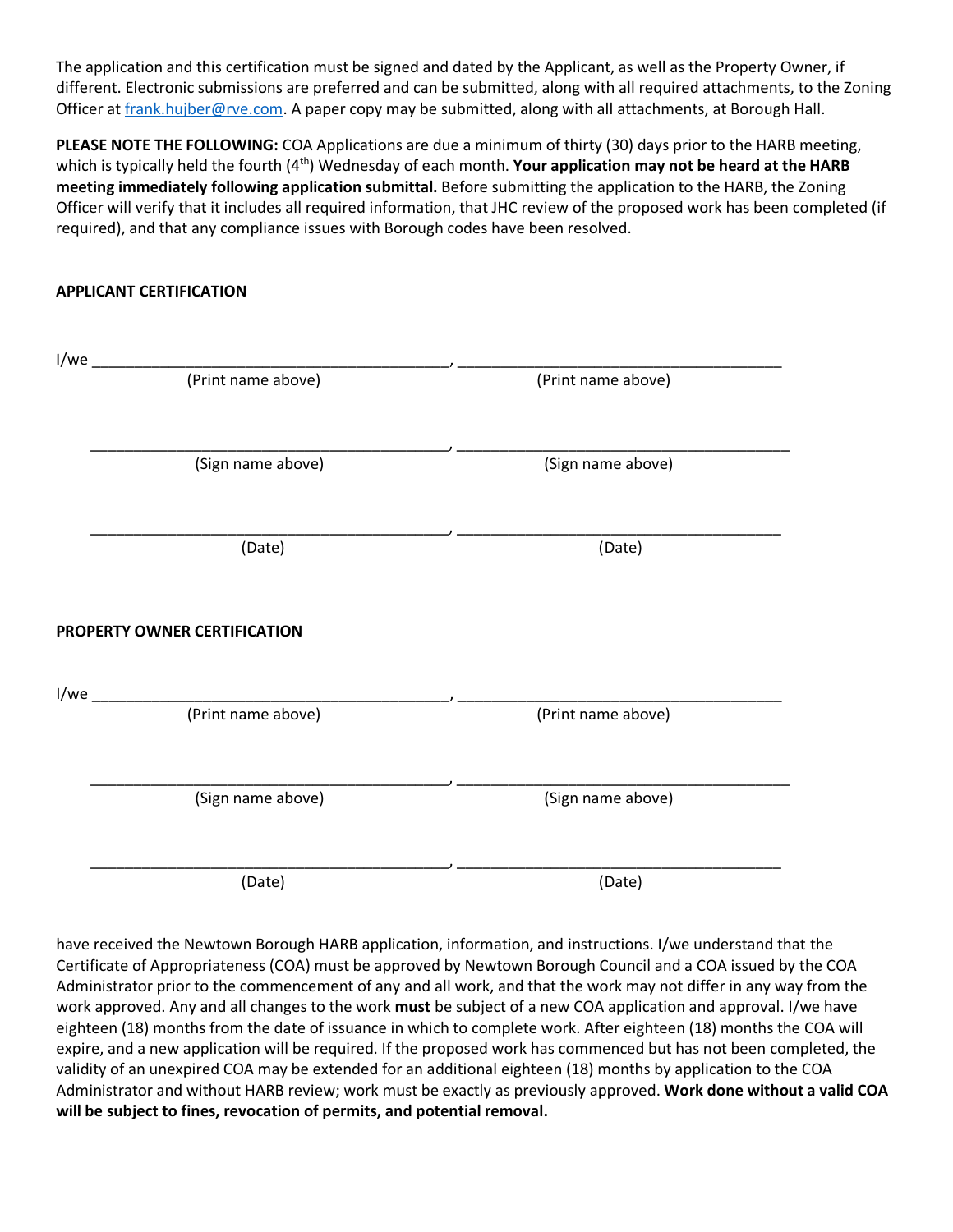The application and this certification must be signed and dated by the Applicant, as well as the Property Owner, if different. Electronic submissions are preferred and can be submitted, along with all required attachments, to the Zoning Officer at [frank.hujber@rve.com](mailto:frank.hujber@rve.com). A paper copy may be submitted, along with all attachments, at Borough Hall.

**PLEASE NOTE THE FOLLOWING:** COA Applications are due a minimum of thirty (30) days prior to the HARB meeting, which is typically held the fourth (4th) Wednesday of each month. **Your application may not be heard at the HARB meeting immediately following application submittal.** Before submitting the application to the HARB, the Zoning Officer will verify that it includes all required information, that JHC review of the proposed work has been completed (if required), and that any compliance issues with Borough codes have been resolved.

**APPLICANT CERTIFICATION**

I/we ____________________________________________, ________________________________________

(Print name above) (Print name above)

____________________________________________, ________________________________________

(Sign name above) (Sign name above)

____________________________________________, ________________________________________

(Date) (Date)

**PROPERTY OWNER CERTIFICATION**

I/we ____________________________________________, ________________________________________

(Print name above) (Print name above)

____________________________________________, ________________________________________

(Sign name above) (Sign name above)

____________________________________________, ________________________________________

(Date) (Date)

have received the Newtown Borough HARB application, information, and instructions. I/we understand that the Certificate of Appropriateness (COA) must be approved by Newtown Borough Council and a COA issued by the COA Administrator prior to the commencement of any and all work, and that the work may not differ in any way from the work approved. Any and all changes to the work **must** be subject of a new COA application and approval. I/we have eighteen (18) months from the date of issuance in which to complete work. After eighteen (18) months the COA will expire, and a new application will be required. If the proposed work has commenced but has not been completed, the validity of an unexpired COA may be extended for an additional eighteen (18) months by application to the COA Administrator and without HARB review; work must be exactly as previously approved. **Work done without a valid COA will be subject to fines, revocation of permits, and potential removal.**